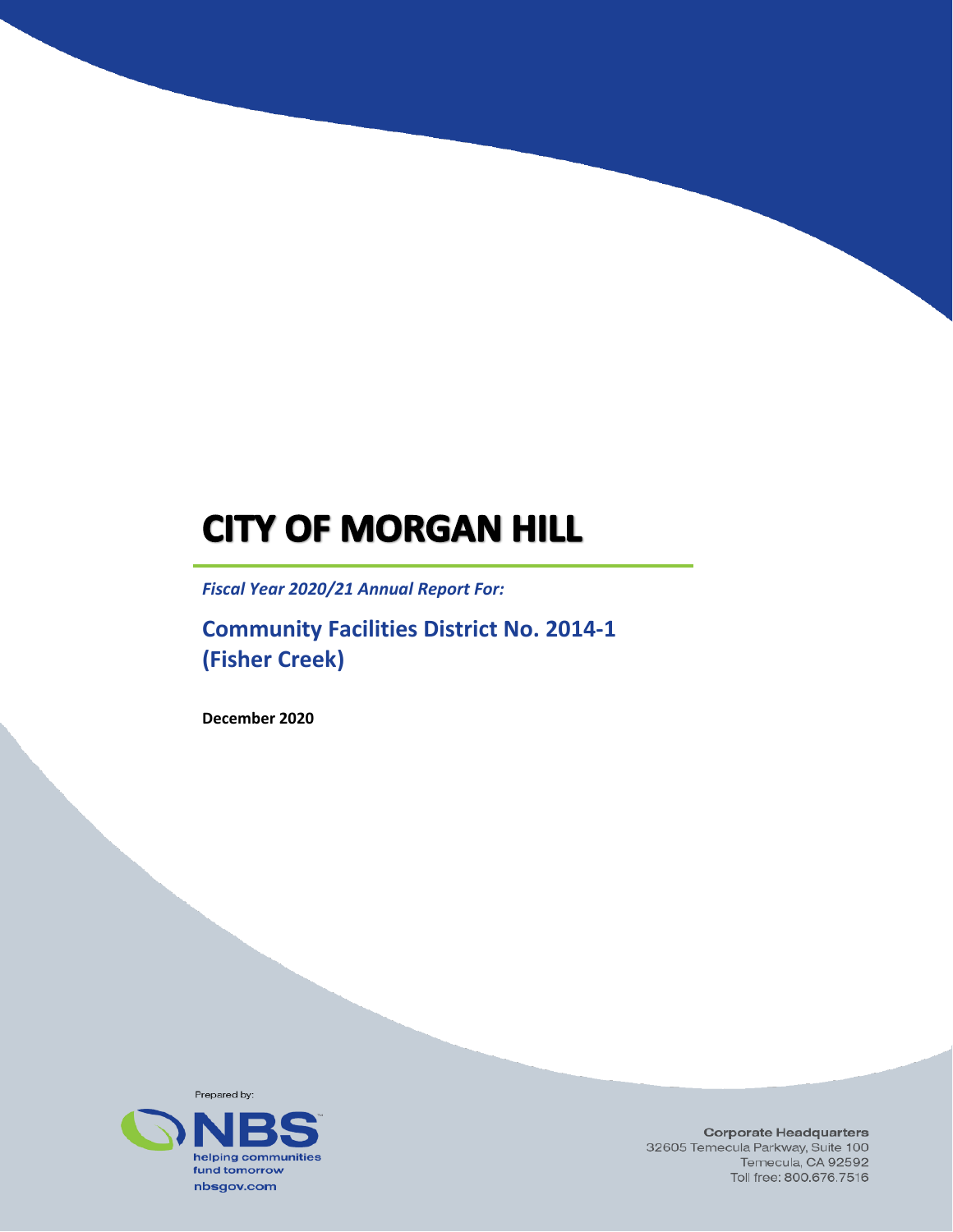# CITY OF MORGAN HILL

*Fiscal Year 2020/21 Annual Report For:*

## Community Facilities District No. 2014-1 (Fisher Creek)

**December 2020**

Prepared by:

NBS
helping communities fund tomorrow
nbsgov.com

Corporate Headquarters
32605 Temecula Parkway, Suite 100
Temecula, CA 92592
Toll free: 800.676.7516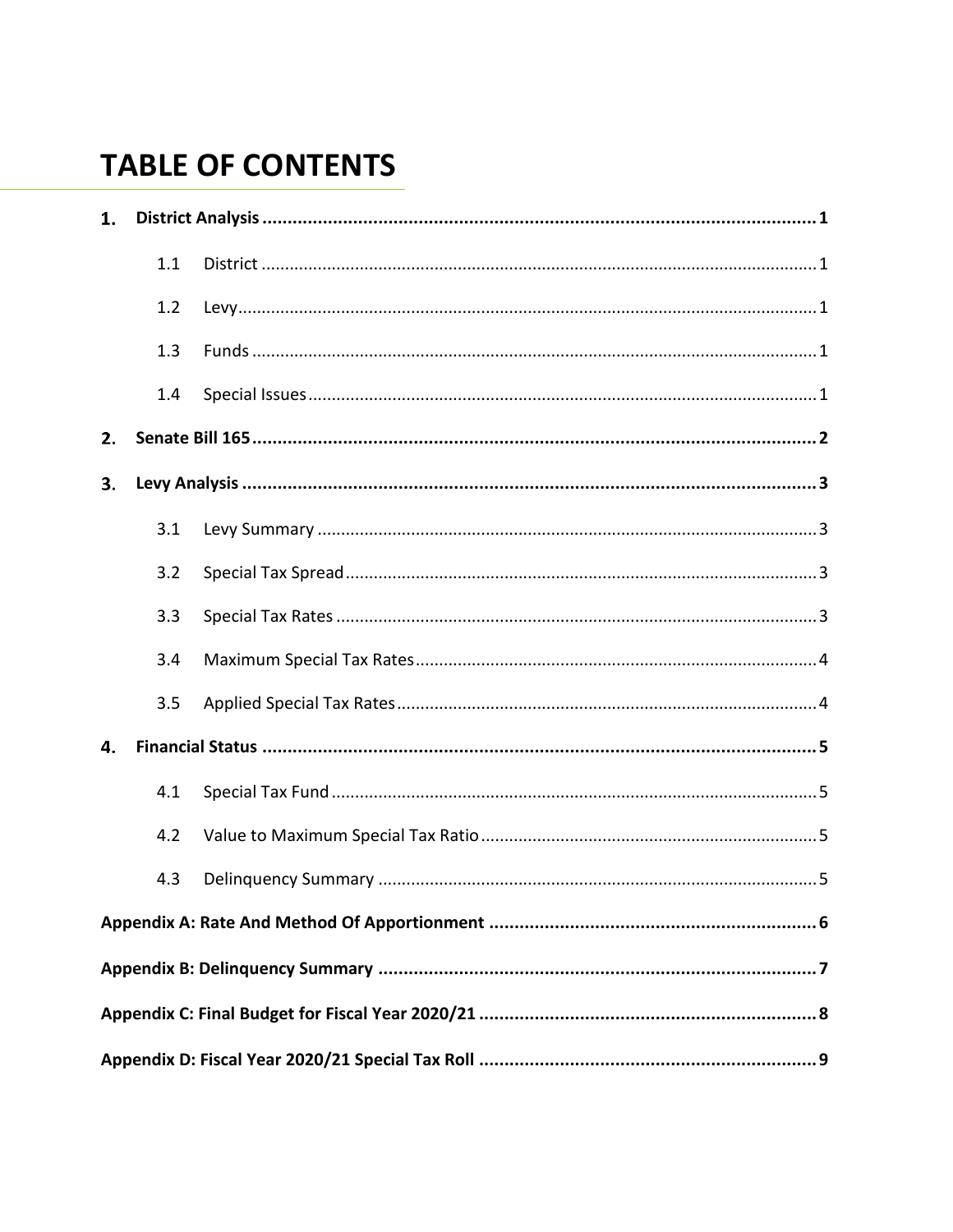# TABLE OF CONTENTS

**1. District Analysis** .......... **1**

- 1.1 District .......... 1
- 1.2 Levy .......... 1
- 1.3 Funds .......... 1
- 1.4 Special Issues .......... 1

**2. Senate Bill 165** .......... **2**

**3. Levy Analysis** .......... **3**

- 3.1 Levy Summary .......... 3
- 3.2 Special Tax Spread .......... 3
- 3.3 Special Tax Rates .......... 3
- 3.4 Maximum Special Tax Rates .......... 4
- 3.5 Applied Special Tax Rates .......... 4

**4. Financial Status** .......... **5**

- 4.1 Special Tax Fund .......... 5
- 4.2 Value to Maximum Special Tax Ratio .......... 5
- 4.3 Delinquency Summary .......... 5

**Appendix A: Rate And Method Of Apportionment** .......... **6**

**Appendix B: Delinquency Summary** .......... **7**

**Appendix C: Final Budget for Fiscal Year 2020/21** .......... **8**

**Appendix D: Fiscal Year 2020/21 Special Tax Roll** .......... **9**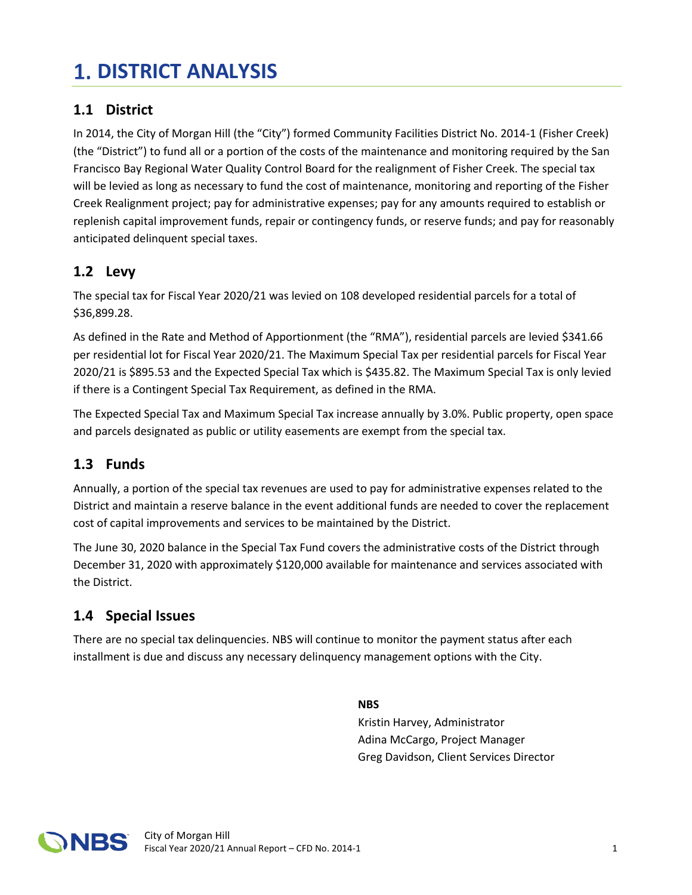# 1. DISTRICT ANALYSIS

## 1.1 District

In 2014, the City of Morgan Hill (the "City") formed Community Facilities District No. 2014-1 (Fisher Creek) (the "District") to fund all or a portion of the costs of the maintenance and monitoring required by the San Francisco Bay Regional Water Quality Control Board for the realignment of Fisher Creek. The special tax will be levied as long as necessary to fund the cost of maintenance, monitoring and reporting of the Fisher Creek Realignment project; pay for administrative expenses; pay for any amounts required to establish or replenish capital improvement funds, repair or contingency funds, or reserve funds; and pay for reasonably anticipated delinquent special taxes.

## 1.2 Levy

The special tax for Fiscal Year 2020/21 was levied on 108 developed residential parcels for a total of $36,899.28.

As defined in the Rate and Method of Apportionment (the "RMA"), residential parcels are levied $341.66 per residential lot for Fiscal Year 2020/21. The Maximum Special Tax per residential parcels for Fiscal Year 2020/21 is $895.53 and the Expected Special Tax which is $435.82. The Maximum Special Tax is only levied if there is a Contingent Special Tax Requirement, as defined in the RMA.

The Expected Special Tax and Maximum Special Tax increase annually by 3.0%. Public property, open space and parcels designated as public or utility easements are exempt from the special tax.

## 1.3 Funds

Annually, a portion of the special tax revenues are used to pay for administrative expenses related to the District and maintain a reserve balance in the event additional funds are needed to cover the replacement cost of capital improvements and services to be maintained by the District.

The June 30, 2020 balance in the Special Tax Fund covers the administrative costs of the District through December 31, 2020 with approximately $120,000 available for maintenance and services associated with the District.

## 1.4 Special Issues

There are no special tax delinquencies. NBS will continue to monitor the payment status after each installment is due and discuss any necessary delinquency management options with the City.

**NBS**
Kristin Harvey, Administrator
Adina McCargo, Project Manager
Greg Davidson, Client Services Director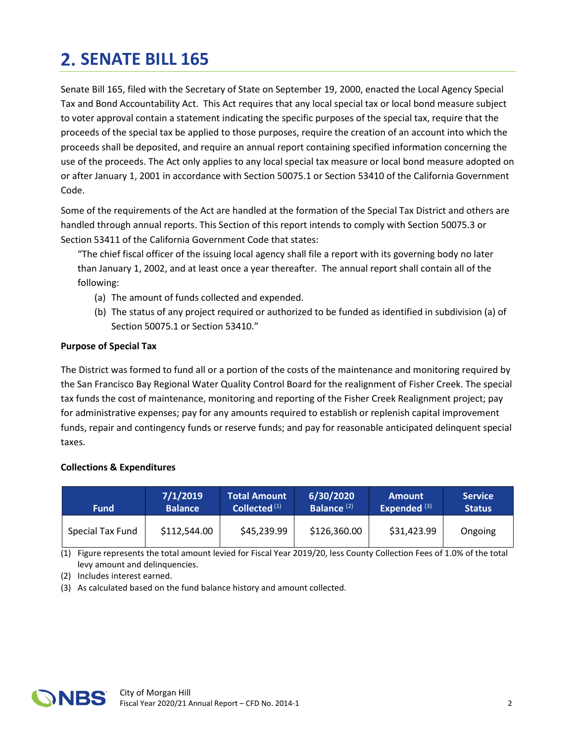# 2. SENATE BILL 165

Senate Bill 165, filed with the Secretary of State on September 19, 2000, enacted the Local Agency Special Tax and Bond Accountability Act. This Act requires that any local special tax or local bond measure subject to voter approval contain a statement indicating the specific purposes of the special tax, require that the proceeds of the special tax be applied to those purposes, require the creation of an account into which the proceeds shall be deposited, and require an annual report containing specified information concerning the use of the proceeds. The Act only applies to any local special tax measure or local bond measure adopted on or after January 1, 2001 in accordance with Section 50075.1 or Section 53410 of the California Government Code.

Some of the requirements of the Act are handled at the formation of the Special Tax District and others are handled through annual reports. This Section of this report intends to comply with Section 50075.3 or Section 53411 of the California Government Code that states:

> "The chief fiscal officer of the issuing local agency shall file a report with its governing body no later than January 1, 2002, and at least once a year thereafter. The annual report shall contain all of the following:
>
> (a) The amount of funds collected and expended.
>
> (b) The status of any project required or authorized to be funded as identified in subdivision (a) of Section 50075.1 or Section 53410."

**Purpose of Special Tax**

The District was formed to fund all or a portion of the costs of the maintenance and monitoring required by the San Francisco Bay Regional Water Quality Control Board for the realignment of Fisher Creek. The special tax funds the cost of maintenance, monitoring and reporting of the Fisher Creek Realignment project; pay for administrative expenses; pay for any amounts required to establish or replenish capital improvement funds, repair and contingency funds or reserve funds; and pay for reasonable anticipated delinquent special taxes.

**Collections & Expenditures**

| Fund | 7/1/2019 Balance | Total Amount Collected (1) | 6/30/2020 Balance (2) | Amount Expended (3) | Service Status |
|---|---|---|---|---|---|
| Special Tax Fund | $112,544.00 | $45,239.99 | $126,360.00 | $31,423.99 | Ongoing |

(1) Figure represents the total amount levied for Fiscal Year 2019/20, less County Collection Fees of 1.0% of the total levy amount and delinquencies.

(2) Includes interest earned.

(3) As calculated based on the fund balance history and amount collected.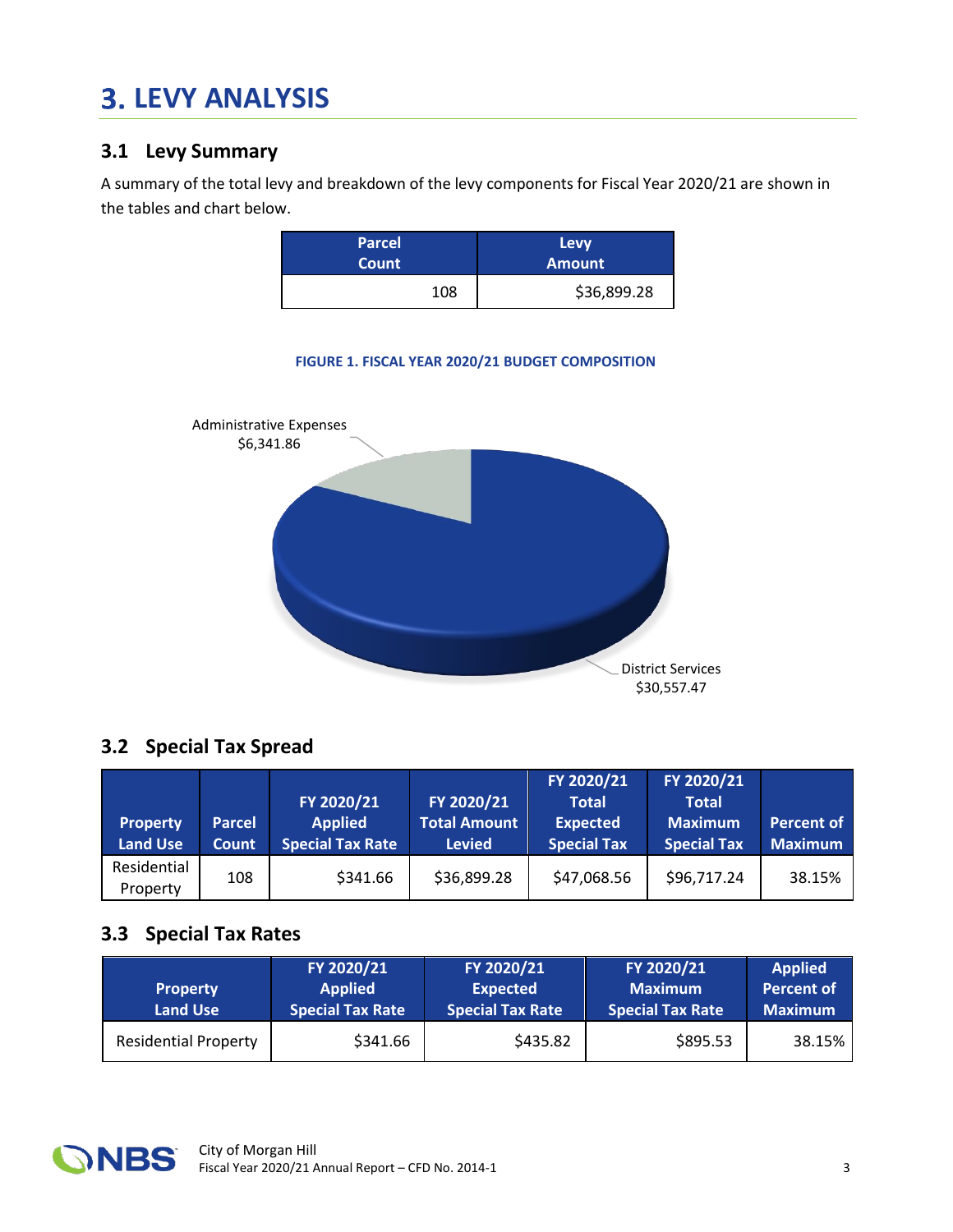# 3. LEVY ANALYSIS

## 3.1 Levy Summary

A summary of the total levy and breakdown of the levy components for Fiscal Year 2020/21 are shown in the tables and chart below.

| Parcel Count | Levy Amount |
|---|---|
| 108 | $36,899.28 |

**FIGURE 1. FISCAL YEAR 2020/21 BUDGET COMPOSITION**

Administrative Expenses $6,341.86

District Services $30,557.47

## 3.2 Special Tax Spread

| Property Land Use | Parcel Count | FY 2020/21 Applied Special Tax Rate | FY 2020/21 Total Amount Levied | FY 2020/21 Total Expected Special Tax | FY 2020/21 Total Maximum Special Tax | Percent of Maximum |
|---|---|---|---|---|---|---|
| Residential Property | 108 | $341.66 | $36,899.28 | $47,068.56 | $96,717.24 | 38.15% |

## 3.3 Special Tax Rates

| Property Land Use | FY 2020/21 Applied Special Tax Rate | FY 2020/21 Expected Special Tax Rate | FY 2020/21 Maximum Special Tax Rate | Applied Percent of Maximum |
|---|---|---|---|---|
| Residential Property | $341.66 | $435.82 | $895.53 | 38.15% |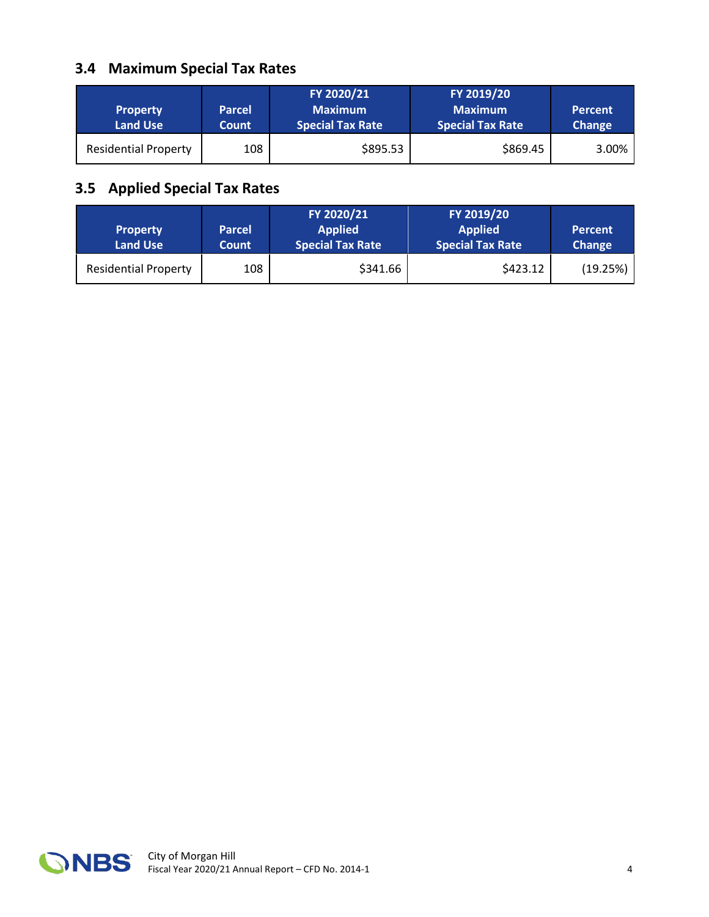### 3.4 Maximum Special Tax Rates

| Property Land Use | Parcel Count | FY 2020/21 Maximum Special Tax Rate | FY 2019/20 Maximum Special Tax Rate | Percent Change |
|---|---|---|---|---|
| Residential Property | 108 | $895.53 | $869.45 | 3.00% |

### 3.5 Applied Special Tax Rates

| Property Land Use | Parcel Count | FY 2020/21 Applied Special Tax Rate | FY 2019/20 Applied Special Tax Rate | Percent Change |
|---|---|---|---|---|
| Residential Property | 108 | $341.66 | $423.12 | (19.25%) |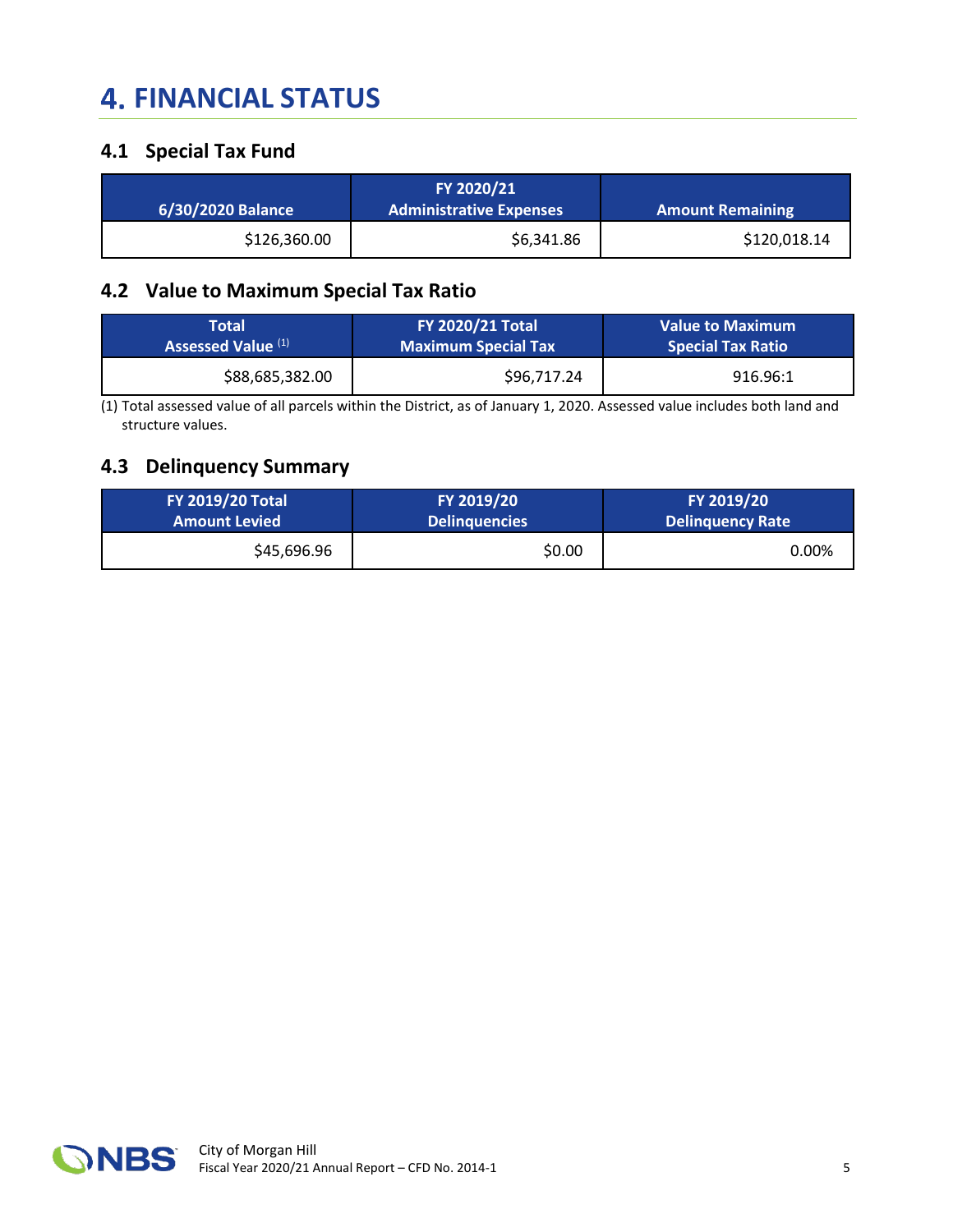# 4. FINANCIAL STATUS

## 4.1 Special Tax Fund

| 6/30/2020 Balance | FY 2020/21 Administrative Expenses | Amount Remaining |
|---|---|---|
| $126,360.00 | $6,341.86 | $120,018.14 |

## 4.2 Value to Maximum Special Tax Ratio

| Total Assessed Value [(1)] | FY 2020/21 Total Maximum Special Tax | Value to Maximum Special Tax Ratio |
|---|---|---|
| $88,685,382.00 | $96,717.24 | 916.96:1 |

(1) Total assessed value of all parcels within the District, as of January 1, 2020. Assessed value includes both land and structure values.

## 4.3 Delinquency Summary

| FY 2019/20 Total Amount Levied | FY 2019/20 Delinquencies | FY 2019/20 Delinquency Rate |
|---|---|---|
| $45,696.96 | $0.00 | 0.00% |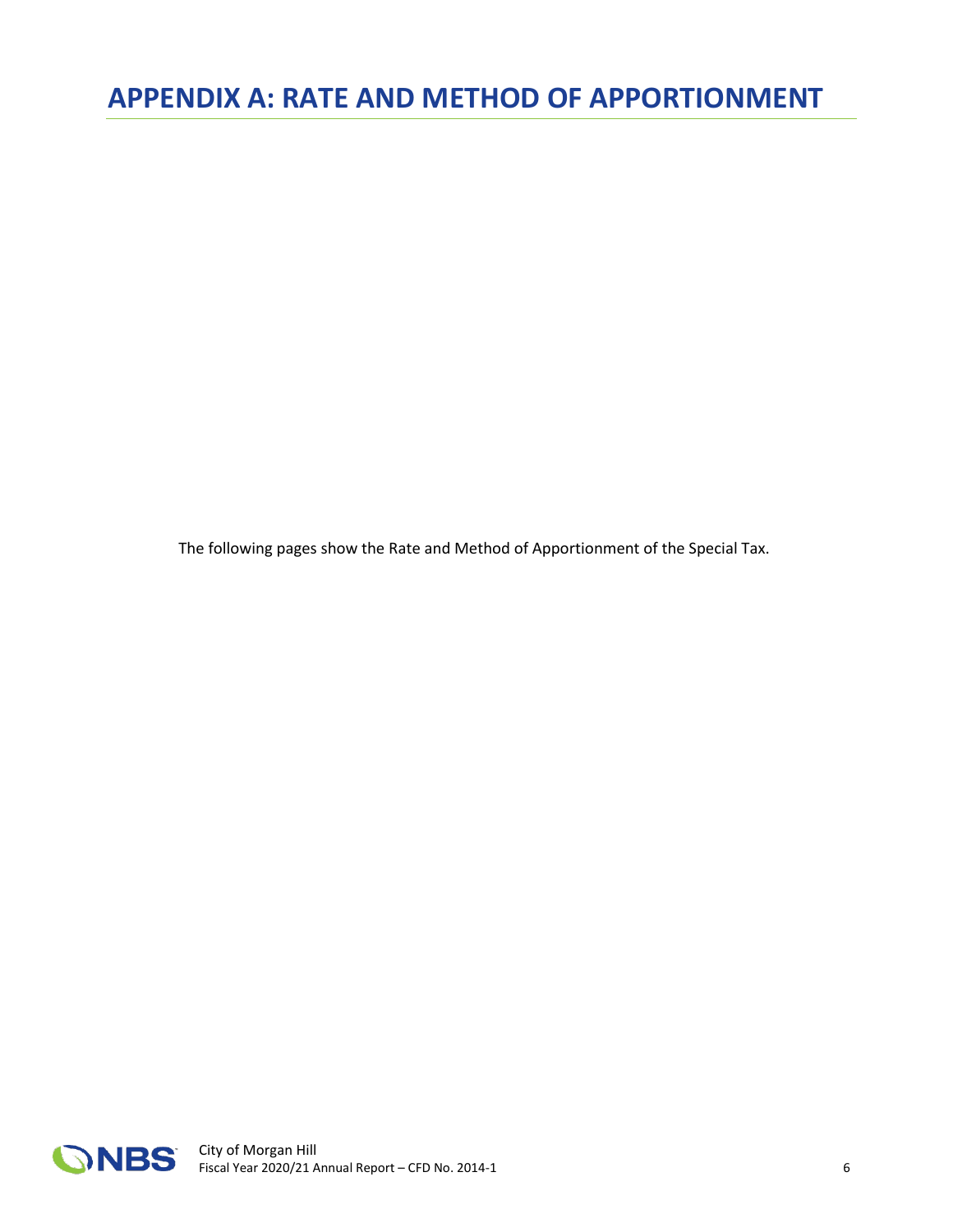# APPENDIX A: RATE AND METHOD OF APPORTIONMENT

The following pages show the Rate and Method of Apportionment of the Special Tax.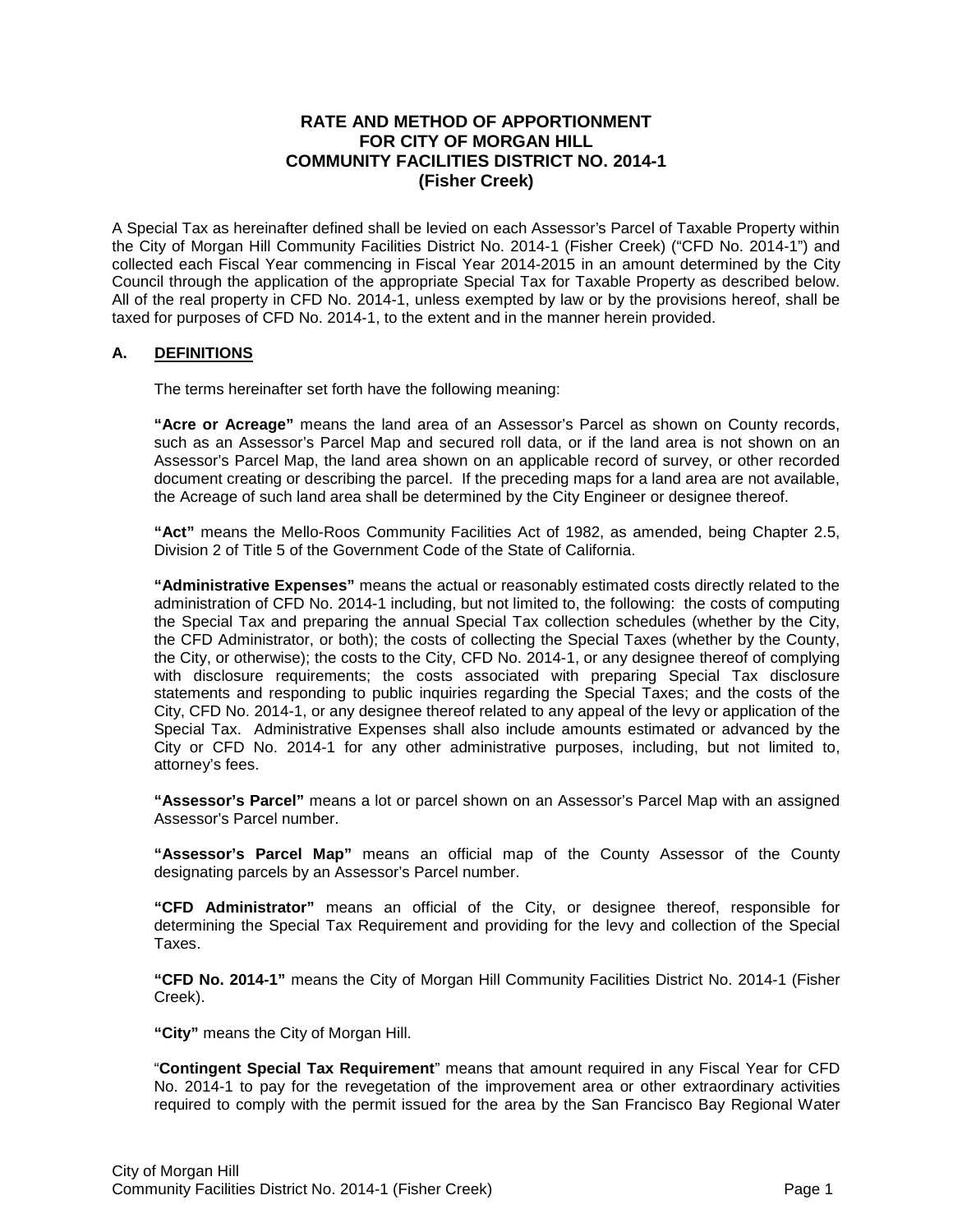# RATE AND METHOD OF APPORTIONMENT FOR CITY OF MORGAN HILL COMMUNITY FACILITIES DISTRICT NO. 2014-1 (Fisher Creek)

A Special Tax as hereinafter defined shall be levied on each Assessor's Parcel of Taxable Property within the City of Morgan Hill Community Facilities District No. 2014-1 (Fisher Creek) ("CFD No. 2014-1") and collected each Fiscal Year commencing in Fiscal Year 2014-2015 in an amount determined by the City Council through the application of the appropriate Special Tax for Taxable Property as described below. All of the real property in CFD No. 2014-1, unless exempted by law or by the provisions hereof, shall be taxed for purposes of CFD No. 2014-1, to the extent and in the manner herein provided.

## A. DEFINITIONS

The terms hereinafter set forth have the following meaning:

**"Acre or Acreage"** means the land area of an Assessor's Parcel as shown on County records, such as an Assessor's Parcel Map and secured roll data, or if the land area is not shown on an Assessor's Parcel Map, the land area shown on an applicable record of survey, or other recorded document creating or describing the parcel. If the preceding maps for a land area are not available, the Acreage of such land area shall be determined by the City Engineer or designee thereof.

**"Act"** means the Mello-Roos Community Facilities Act of 1982, as amended, being Chapter 2.5, Division 2 of Title 5 of the Government Code of the State of California.

**"Administrative Expenses"** means the actual or reasonably estimated costs directly related to the administration of CFD No. 2014-1 including, but not limited to, the following: the costs of computing the Special Tax and preparing the annual Special Tax collection schedules (whether by the City, the CFD Administrator, or both); the costs of collecting the Special Taxes (whether by the County, the City, or otherwise); the costs to the City, CFD No. 2014-1, or any designee thereof of complying with disclosure requirements; the costs associated with preparing Special Tax disclosure statements and responding to public inquiries regarding the Special Taxes; and the costs of the City, CFD No. 2014-1, or any designee thereof related to any appeal of the levy or application of the Special Tax. Administrative Expenses shall also include amounts estimated or advanced by the City or CFD No. 2014-1 for any other administrative purposes, including, but not limited to, attorney's fees.

**"Assessor's Parcel"** means a lot or parcel shown on an Assessor's Parcel Map with an assigned Assessor's Parcel number.

**"Assessor's Parcel Map"** means an official map of the County Assessor of the County designating parcels by an Assessor's Parcel number.

**"CFD Administrator"** means an official of the City, or designee thereof, responsible for determining the Special Tax Requirement and providing for the levy and collection of the Special Taxes.

**"CFD No. 2014-1"** means the City of Morgan Hill Community Facilities District No. 2014-1 (Fisher Creek).

**"City"** means the City of Morgan Hill.

"**Contingent Special Tax Requirement**" means that amount required in any Fiscal Year for CFD No. 2014-1 to pay for the revegetation of the improvement area or other extraordinary activities required to comply with the permit issued for the area by the San Francisco Bay Regional Water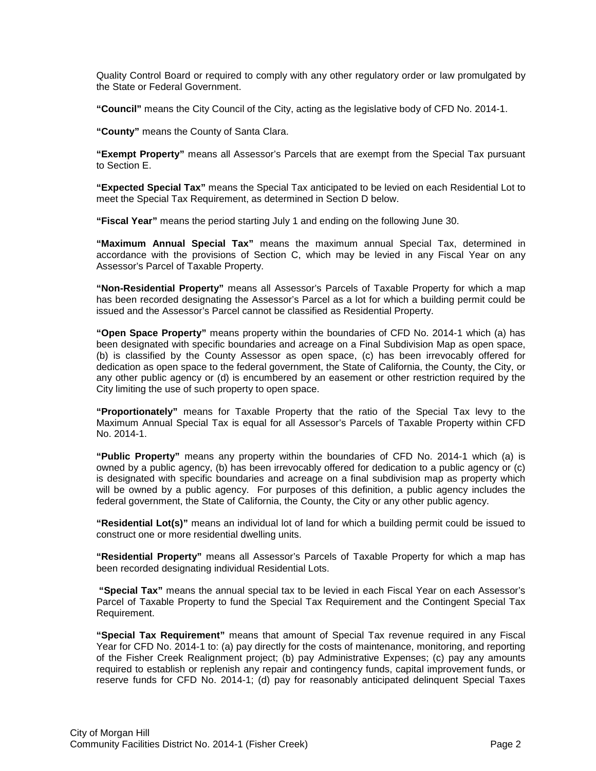Quality Control Board or required to comply with any other regulatory order or law promulgated by the State or Federal Government.

**"Council"** means the City Council of the City, acting as the legislative body of CFD No. 2014-1.

**"County"** means the County of Santa Clara.

**"Exempt Property"** means all Assessor's Parcels that are exempt from the Special Tax pursuant to Section E.

**"Expected Special Tax"** means the Special Tax anticipated to be levied on each Residential Lot to meet the Special Tax Requirement, as determined in Section D below.

**"Fiscal Year"** means the period starting July 1 and ending on the following June 30.

**"Maximum Annual Special Tax"** means the maximum annual Special Tax, determined in accordance with the provisions of Section C, which may be levied in any Fiscal Year on any Assessor's Parcel of Taxable Property.

**"Non-Residential Property"** means all Assessor's Parcels of Taxable Property for which a map has been recorded designating the Assessor's Parcel as a lot for which a building permit could be issued and the Assessor's Parcel cannot be classified as Residential Property.

**"Open Space Property"** means property within the boundaries of CFD No. 2014-1 which (a) has been designated with specific boundaries and acreage on a Final Subdivision Map as open space, (b) is classified by the County Assessor as open space, (c) has been irrevocably offered for dedication as open space to the federal government, the State of California, the County, the City, or any other public agency or (d) is encumbered by an easement or other restriction required by the City limiting the use of such property to open space.

**"Proportionately"** means for Taxable Property that the ratio of the Special Tax levy to the Maximum Annual Special Tax is equal for all Assessor's Parcels of Taxable Property within CFD No. 2014-1.

**"Public Property"** means any property within the boundaries of CFD No. 2014-1 which (a) is owned by a public agency, (b) has been irrevocably offered for dedication to a public agency or (c) is designated with specific boundaries and acreage on a final subdivision map as property which will be owned by a public agency. For purposes of this definition, a public agency includes the federal government, the State of California, the County, the City or any other public agency.

**"Residential Lot(s)"** means an individual lot of land for which a building permit could be issued to construct one or more residential dwelling units.

**"Residential Property"** means all Assessor's Parcels of Taxable Property for which a map has been recorded designating individual Residential Lots.

**"Special Tax"** means the annual special tax to be levied in each Fiscal Year on each Assessor's Parcel of Taxable Property to fund the Special Tax Requirement and the Contingent Special Tax Requirement.

**"Special Tax Requirement"** means that amount of Special Tax revenue required in any Fiscal Year for CFD No. 2014-1 to: (a) pay directly for the costs of maintenance, monitoring, and reporting of the Fisher Creek Realignment project; (b) pay Administrative Expenses; (c) pay any amounts required to establish or replenish any repair and contingency funds, capital improvement funds, or reserve funds for CFD No. 2014-1; (d) pay for reasonably anticipated delinquent Special Taxes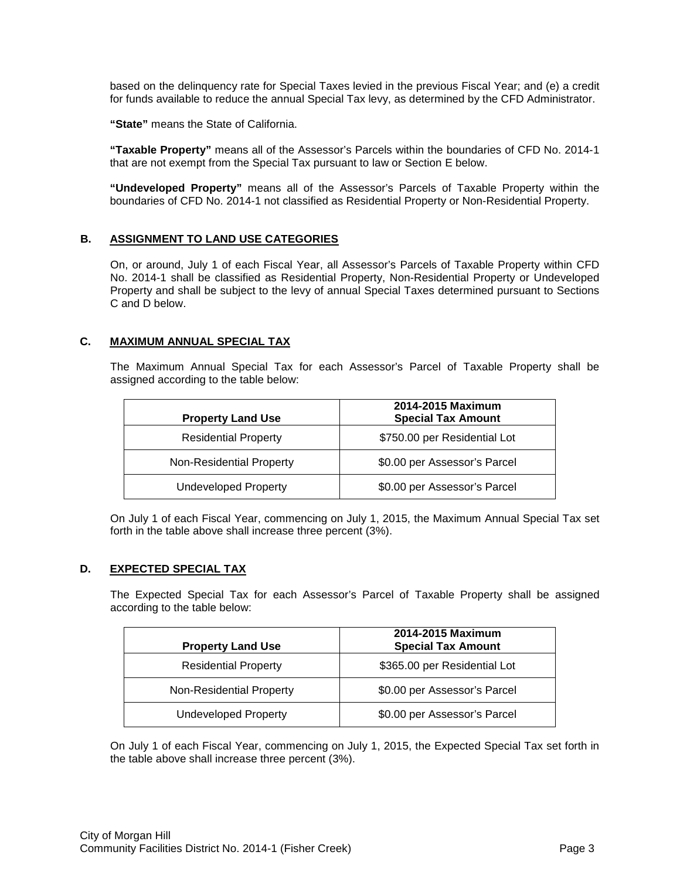based on the delinquency rate for Special Taxes levied in the previous Fiscal Year; and (e) a credit for funds available to reduce the annual Special Tax levy, as determined by the CFD Administrator.

**"State"** means the State of California.

**"Taxable Property"** means all of the Assessor's Parcels within the boundaries of CFD No. 2014-1 that are not exempt from the Special Tax pursuant to law or Section E below.

**"Undeveloped Property"** means all of the Assessor's Parcels of Taxable Property within the boundaries of CFD No. 2014-1 not classified as Residential Property or Non-Residential Property.

## B. ASSIGNMENT TO LAND USE CATEGORIES

On, or around, July 1 of each Fiscal Year, all Assessor's Parcels of Taxable Property within CFD No. 2014-1 shall be classified as Residential Property, Non-Residential Property or Undeveloped Property and shall be subject to the levy of annual Special Taxes determined pursuant to Sections C and D below.

## C. MAXIMUM ANNUAL SPECIAL TAX

The Maximum Annual Special Tax for each Assessor's Parcel of Taxable Property shall be assigned according to the table below:

| Property Land Use | 2014-2015 Maximum Special Tax Amount |
|---|---|
| Residential Property | $750.00 per Residential Lot |
| Non-Residential Property | $0.00 per Assessor's Parcel |
| Undeveloped Property | $0.00 per Assessor's Parcel |

On July 1 of each Fiscal Year, commencing on July 1, 2015, the Maximum Annual Special Tax set forth in the table above shall increase three percent (3%).

## D. EXPECTED SPECIAL TAX

The Expected Special Tax for each Assessor's Parcel of Taxable Property shall be assigned according to the table below:

| Property Land Use | 2014-2015 Maximum Special Tax Amount |
|---|---|
| Residential Property | $365.00 per Residential Lot |
| Non-Residential Property | $0.00 per Assessor's Parcel |
| Undeveloped Property | $0.00 per Assessor's Parcel |

On July 1 of each Fiscal Year, commencing on July 1, 2015, the Expected Special Tax set forth in the table above shall increase three percent (3%).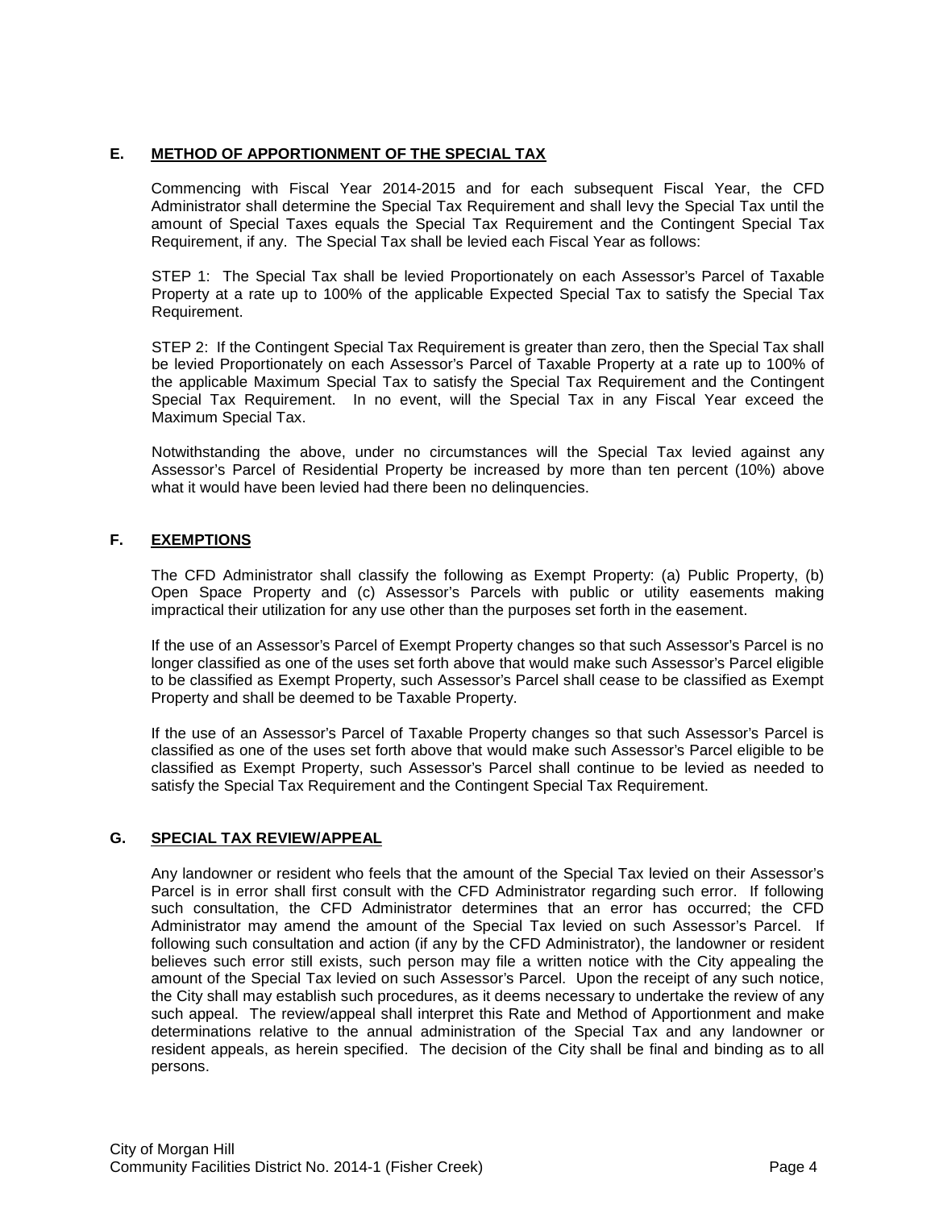## E. **METHOD OF APPORTIONMENT OF THE SPECIAL TAX**

Commencing with Fiscal Year 2014-2015 and for each subsequent Fiscal Year, the CFD Administrator shall determine the Special Tax Requirement and shall levy the Special Tax until the amount of Special Taxes equals the Special Tax Requirement and the Contingent Special Tax Requirement, if any. The Special Tax shall be levied each Fiscal Year as follows:

STEP 1: The Special Tax shall be levied Proportionately on each Assessor's Parcel of Taxable Property at a rate up to 100% of the applicable Expected Special Tax to satisfy the Special Tax Requirement.

STEP 2: If the Contingent Special Tax Requirement is greater than zero, then the Special Tax shall be levied Proportionately on each Assessor's Parcel of Taxable Property at a rate up to 100% of the applicable Maximum Special Tax to satisfy the Special Tax Requirement and the Contingent Special Tax Requirement. In no event, will the Special Tax in any Fiscal Year exceed the Maximum Special Tax.

Notwithstanding the above, under no circumstances will the Special Tax levied against any Assessor's Parcel of Residential Property be increased by more than ten percent (10%) above what it would have been levied had there been no delinquencies.

## F. **EXEMPTIONS**

The CFD Administrator shall classify the following as Exempt Property: (a) Public Property, (b) Open Space Property and (c) Assessor's Parcels with public or utility easements making impractical their utilization for any use other than the purposes set forth in the easement.

If the use of an Assessor's Parcel of Exempt Property changes so that such Assessor's Parcel is no longer classified as one of the uses set forth above that would make such Assessor's Parcel eligible to be classified as Exempt Property, such Assessor's Parcel shall cease to be classified as Exempt Property and shall be deemed to be Taxable Property.

If the use of an Assessor's Parcel of Taxable Property changes so that such Assessor's Parcel is classified as one of the uses set forth above that would make such Assessor's Parcel eligible to be classified as Exempt Property, such Assessor's Parcel shall continue to be levied as needed to satisfy the Special Tax Requirement and the Contingent Special Tax Requirement.

## G. **SPECIAL TAX REVIEW/APPEAL**

Any landowner or resident who feels that the amount of the Special Tax levied on their Assessor's Parcel is in error shall first consult with the CFD Administrator regarding such error. If following such consultation, the CFD Administrator determines that an error has occurred; the CFD Administrator may amend the amount of the Special Tax levied on such Assessor's Parcel. If following such consultation and action (if any by the CFD Administrator), the landowner or resident believes such error still exists, such person may file a written notice with the City appealing the amount of the Special Tax levied on such Assessor's Parcel. Upon the receipt of any such notice, the City shall may establish such procedures, as it deems necessary to undertake the review of any such appeal. The review/appeal shall interpret this Rate and Method of Apportionment and make determinations relative to the annual administration of the Special Tax and any landowner or resident appeals, as herein specified. The decision of the City shall be final and binding as to all persons.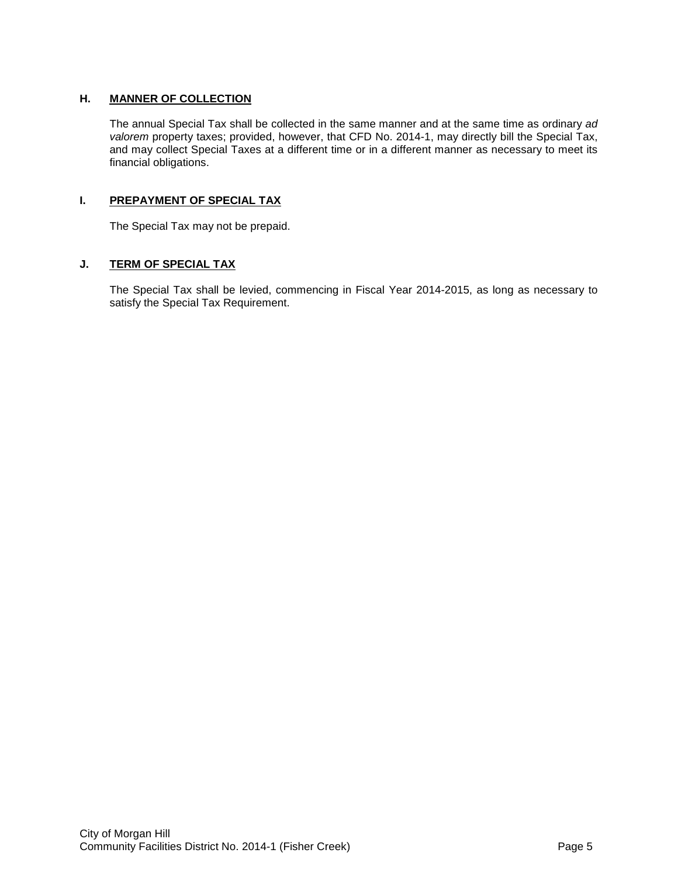## H. <u>MANNER OF COLLECTION</u>

The annual Special Tax shall be collected in the same manner and at the same time as ordinary *ad valorem* property taxes; provided, however, that CFD No. 2014-1, may directly bill the Special Tax, and may collect Special Taxes at a different time or in a different manner as necessary to meet its financial obligations.

## I. <u>PREPAYMENT OF SPECIAL TAX</u>

The Special Tax may not be prepaid.

## J. <u>TERM OF SPECIAL TAX</u>

The Special Tax shall be levied, commencing in Fiscal Year 2014-2015, as long as necessary to satisfy the Special Tax Requirement.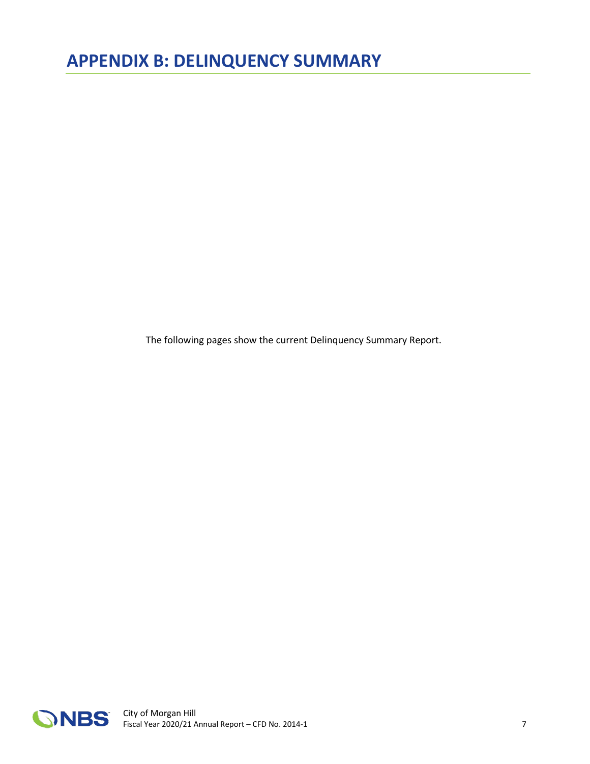# APPENDIX B: DELINQUENCY SUMMARY

The following pages show the current Delinquency Summary Report.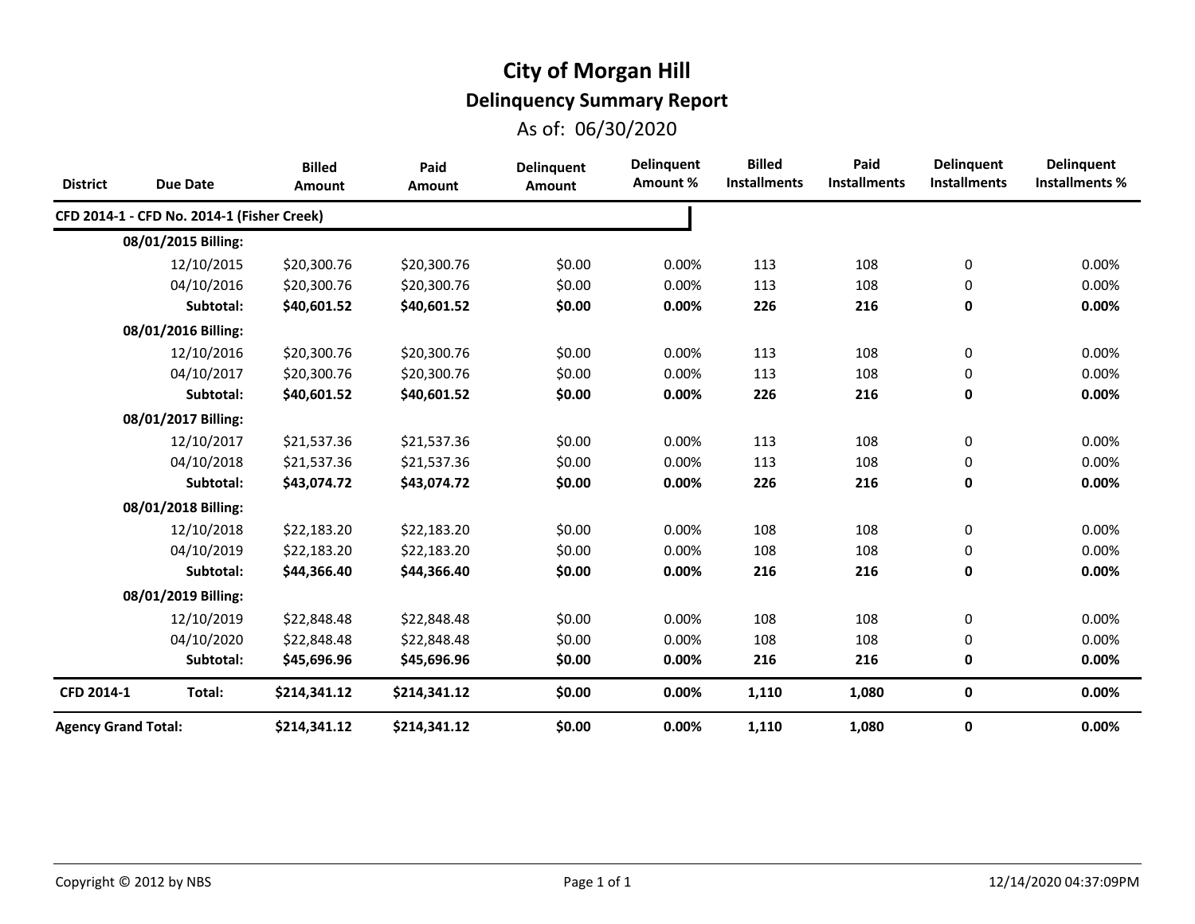# City of Morgan Hill

## Delinquency Summary Report

As of: 06/30/2020

| District | Due Date | Billed Amount | Paid Amount | Delinquent Amount | Delinquent Amount % | Billed Installments | Paid Installments | Delinquent Installments | Delinquent Installments % |
|---|---|---|---|---|---|---|---|---|---|
| **CFD 2014-1 - CFD No. 2014-1 (Fisher Creek)** | | | | | | | | | |
| | **08/01/2015 Billing:** | | | | | | | | |
| | 12/10/2015 | $20,300.76 | $20,300.76 | $0.00 | 0.00% | 113 | 108 | 0 | 0.00% |
| | 04/10/2016 | $20,300.76 | $20,300.76 | $0.00 | 0.00% | 113 | 108 | 0 | 0.00% |
| | **Subtotal:** | **$40,601.52** | **$40,601.52** | **$0.00** | **0.00%** | **226** | **216** | **0** | **0.00%** |
| | **08/01/2016 Billing:** | | | | | | | | |
| | 12/10/2016 | $20,300.76 | $20,300.76 | $0.00 | 0.00% | 113 | 108 | 0 | 0.00% |
| | 04/10/2017 | $20,300.76 | $20,300.76 | $0.00 | 0.00% | 113 | 108 | 0 | 0.00% |
| | **Subtotal:** | **$40,601.52** | **$40,601.52** | **$0.00** | **0.00%** | **226** | **216** | **0** | **0.00%** |
| | **08/01/2017 Billing:** | | | | | | | | |
| | 12/10/2017 | $21,537.36 | $21,537.36 | $0.00 | 0.00% | 113 | 108 | 0 | 0.00% |
| | 04/10/2018 | $21,537.36 | $21,537.36 | $0.00 | 0.00% | 113 | 108 | 0 | 0.00% |
| | **Subtotal:** | **$43,074.72** | **$43,074.72** | **$0.00** | **0.00%** | **226** | **216** | **0** | **0.00%** |
| | **08/01/2018 Billing:** | | | | | | | | |
| | 12/10/2018 | $22,183.20 | $22,183.20 | $0.00 | 0.00% | 108 | 108 | 0 | 0.00% |
| | 04/10/2019 | $22,183.20 | $22,183.20 | $0.00 | 0.00% | 108 | 108 | 0 | 0.00% |
| | **Subtotal:** | **$44,366.40** | **$44,366.40** | **$0.00** | **0.00%** | **216** | **216** | **0** | **0.00%** |
| | **08/01/2019 Billing:** | | | | | | | | |
| | 12/10/2019 | $22,848.48 | $22,848.48 | $0.00 | 0.00% | 108 | 108 | 0 | 0.00% |
| | 04/10/2020 | $22,848.48 | $22,848.48 | $0.00 | 0.00% | 108 | 108 | 0 | 0.00% |
| | **Subtotal:** | **$45,696.96** | **$45,696.96** | **$0.00** | **0.00%** | **216** | **216** | **0** | **0.00%** |
| **CFD 2014-1** | **Total:** | **$214,341.12** | **$214,341.12** | **$0.00** | **0.00%** | **1,110** | **1,080** | **0** | **0.00%** |
| **Agency Grand Total:** | | **$214,341.12** | **$214,341.12** | **$0.00** | **0.00%** | **1,110** | **1,080** | **0** | **0.00%** |

Copyright © 2012 by NBS

12/14/2020 04:37:09PM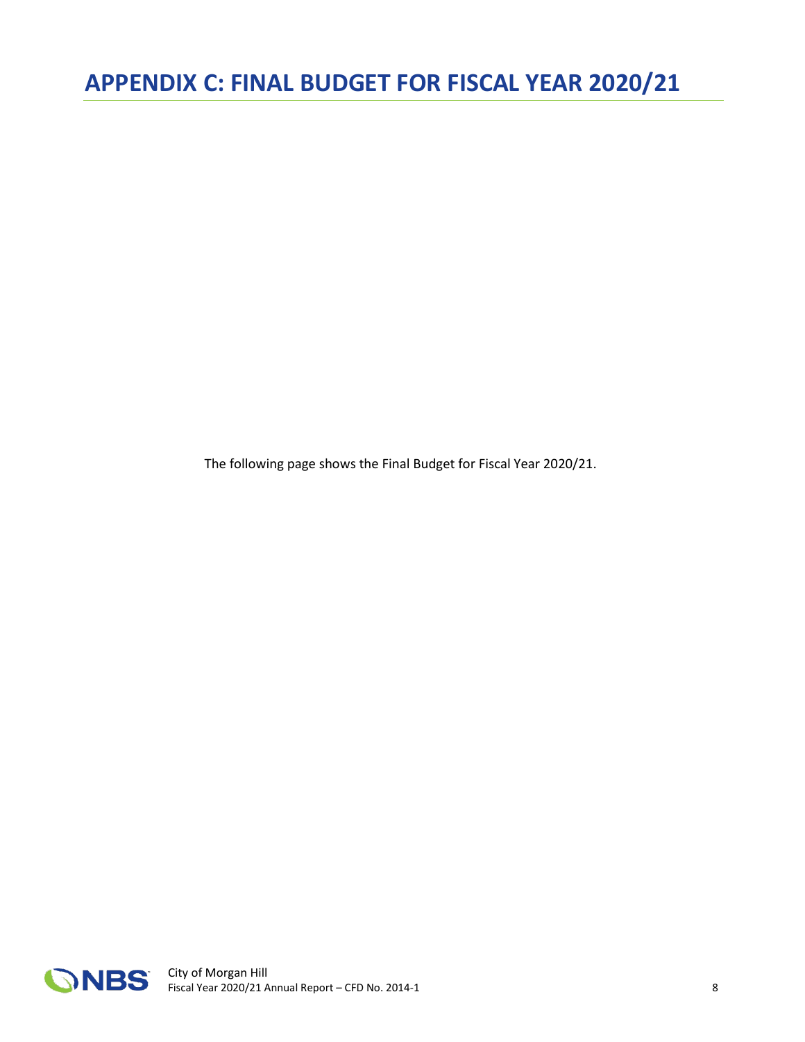# APPENDIX C: FINAL BUDGET FOR FISCAL YEAR 2020/21

The following page shows the Final Budget for Fiscal Year 2020/21.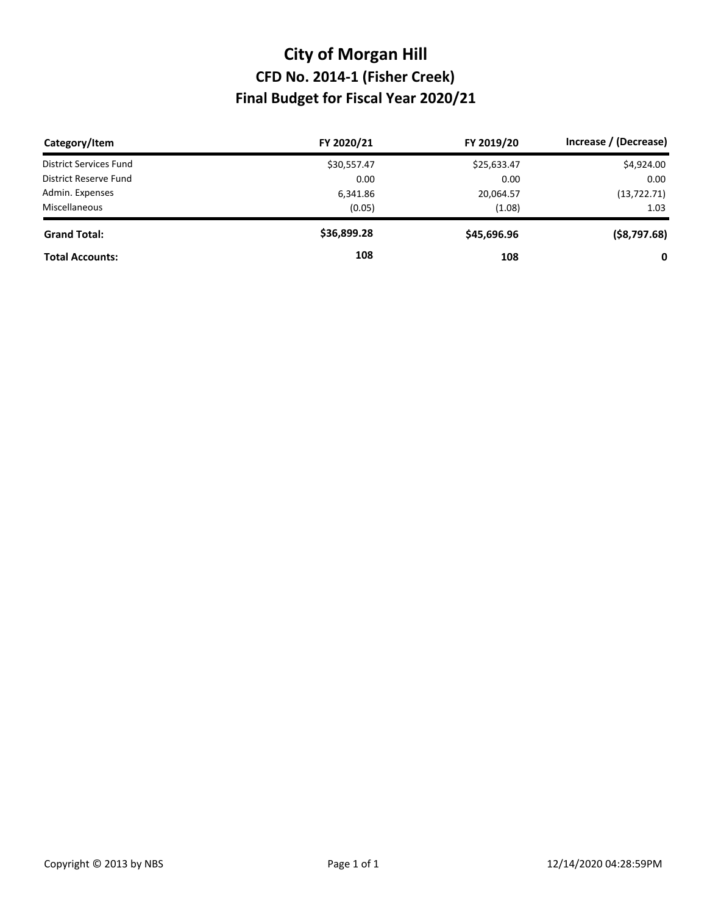# City of Morgan Hill
## CFD No. 2014-1 (Fisher Creek)
## Final Budget for Fiscal Year 2020/21

| Category/Item | FY 2020/21 | FY 2019/20 | Increase / (Decrease) |
|---|---|---|---|
| District Services Fund | $30,557.47 | $25,633.47 | $4,924.00 |
| District Reserve Fund | 0.00 | 0.00 | 0.00 |
| Admin. Expenses | 6,341.86 | 20,064.57 | (13,722.71) |
| Miscellaneous | (0.05) | (1.08) | 1.03 |
| **Grand Total:** | **$36,899.28** | **$45,696.96** | **($8,797.68)** |
| **Total Accounts:** | **108** | **108** | **0** |

Copyright © 2013 by NBS

12/14/2020 04:28:59PM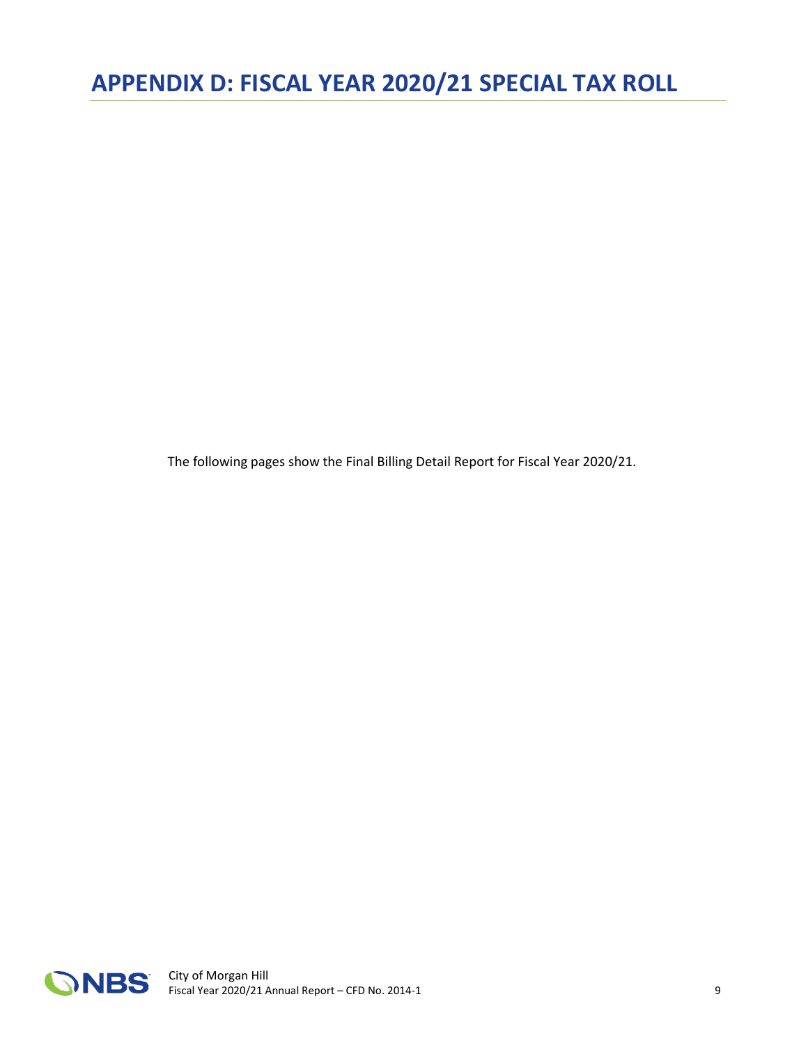# APPENDIX D: FISCAL YEAR 2020/21 SPECIAL TAX ROLL

The following pages show the Final Billing Detail Report for Fiscal Year 2020/21.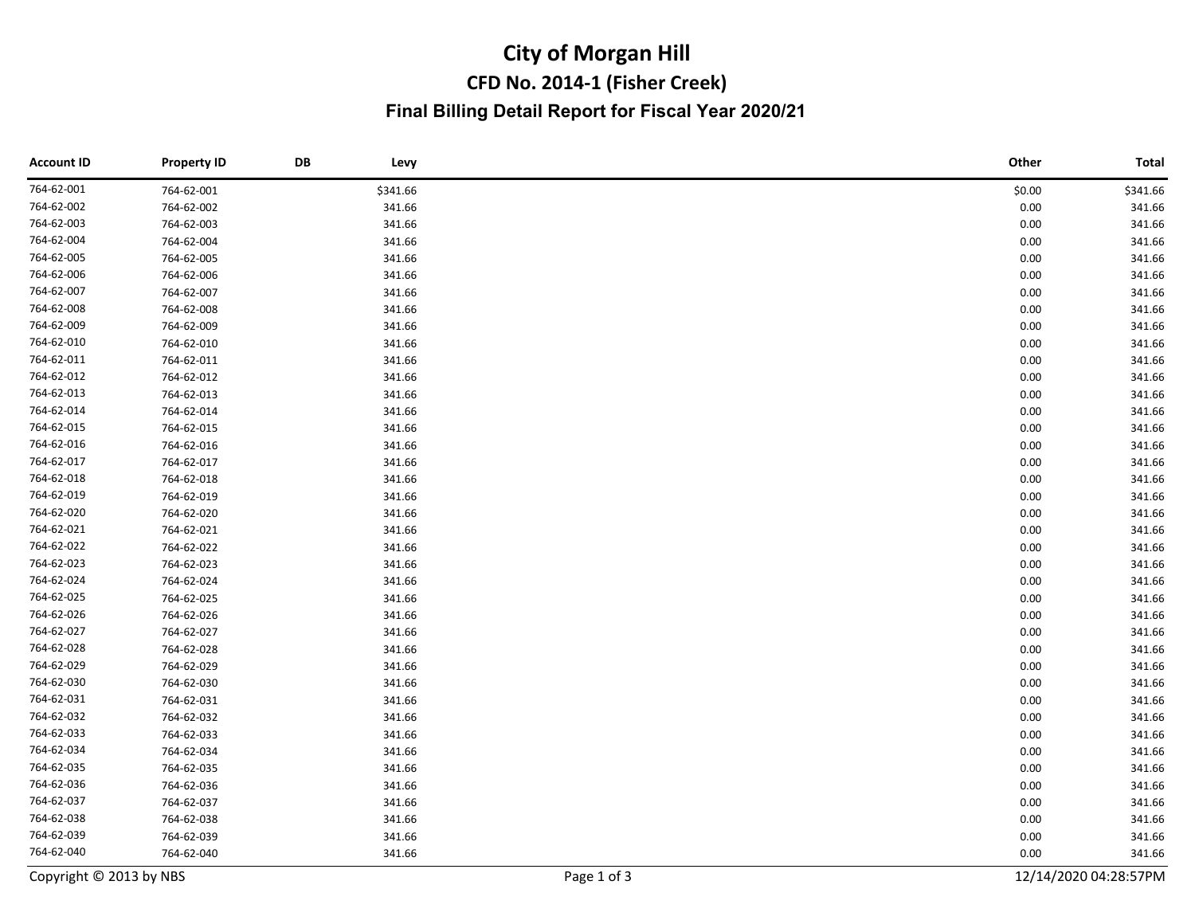# City of Morgan Hill

## CFD No. 2014-1 (Fisher Creek)

### Final Billing Detail Report for Fiscal Year 2020/21

| Account ID | Property ID | DB | Levy | Other | Total |
|---|---|---|---|---|---|
| 764-62-001 | 764-62-001 | | $341.66 | $0.00 | $341.66 |
| 764-62-002 | 764-62-002 | | 341.66 | 0.00 | 341.66 |
| 764-62-003 | 764-62-003 | | 341.66 | 0.00 | 341.66 |
| 764-62-004 | 764-62-004 | | 341.66 | 0.00 | 341.66 |
| 764-62-005 | 764-62-005 | | 341.66 | 0.00 | 341.66 |
| 764-62-006 | 764-62-006 | | 341.66 | 0.00 | 341.66 |
| 764-62-007 | 764-62-007 | | 341.66 | 0.00 | 341.66 |
| 764-62-008 | 764-62-008 | | 341.66 | 0.00 | 341.66 |
| 764-62-009 | 764-62-009 | | 341.66 | 0.00 | 341.66 |
| 764-62-010 | 764-62-010 | | 341.66 | 0.00 | 341.66 |
| 764-62-011 | 764-62-011 | | 341.66 | 0.00 | 341.66 |
| 764-62-012 | 764-62-012 | | 341.66 | 0.00 | 341.66 |
| 764-62-013 | 764-62-013 | | 341.66 | 0.00 | 341.66 |
| 764-62-014 | 764-62-014 | | 341.66 | 0.00 | 341.66 |
| 764-62-015 | 764-62-015 | | 341.66 | 0.00 | 341.66 |
| 764-62-016 | 764-62-016 | | 341.66 | 0.00 | 341.66 |
| 764-62-017 | 764-62-017 | | 341.66 | 0.00 | 341.66 |
| 764-62-018 | 764-62-018 | | 341.66 | 0.00 | 341.66 |
| 764-62-019 | 764-62-019 | | 341.66 | 0.00 | 341.66 |
| 764-62-020 | 764-62-020 | | 341.66 | 0.00 | 341.66 |
| 764-62-021 | 764-62-021 | | 341.66 | 0.00 | 341.66 |
| 764-62-022 | 764-62-022 | | 341.66 | 0.00 | 341.66 |
| 764-62-023 | 764-62-023 | | 341.66 | 0.00 | 341.66 |
| 764-62-024 | 764-62-024 | | 341.66 | 0.00 | 341.66 |
| 764-62-025 | 764-62-025 | | 341.66 | 0.00 | 341.66 |
| 764-62-026 | 764-62-026 | | 341.66 | 0.00 | 341.66 |
| 764-62-027 | 764-62-027 | | 341.66 | 0.00 | 341.66 |
| 764-62-028 | 764-62-028 | | 341.66 | 0.00 | 341.66 |
| 764-62-029 | 764-62-029 | | 341.66 | 0.00 | 341.66 |
| 764-62-030 | 764-62-030 | | 341.66 | 0.00 | 341.66 |
| 764-62-031 | 764-62-031 | | 341.66 | 0.00 | 341.66 |
| 764-62-032 | 764-62-032 | | 341.66 | 0.00 | 341.66 |
| 764-62-033 | 764-62-033 | | 341.66 | 0.00 | 341.66 |
| 764-62-034 | 764-62-034 | | 341.66 | 0.00 | 341.66 |
| 764-62-035 | 764-62-035 | | 341.66 | 0.00 | 341.66 |
| 764-62-036 | 764-62-036 | | 341.66 | 0.00 | 341.66 |
| 764-62-037 | 764-62-037 | | 341.66 | 0.00 | 341.66 |
| 764-62-038 | 764-62-038 | | 341.66 | 0.00 | 341.66 |
| 764-62-039 | 764-62-039 | | 341.66 | 0.00 | 341.66 |
| 764-62-040 | 764-62-040 | | 341.66 | 0.00 | 341.66 |

Copyright © 2013 by NBS 12/14/2020 04:28:57PM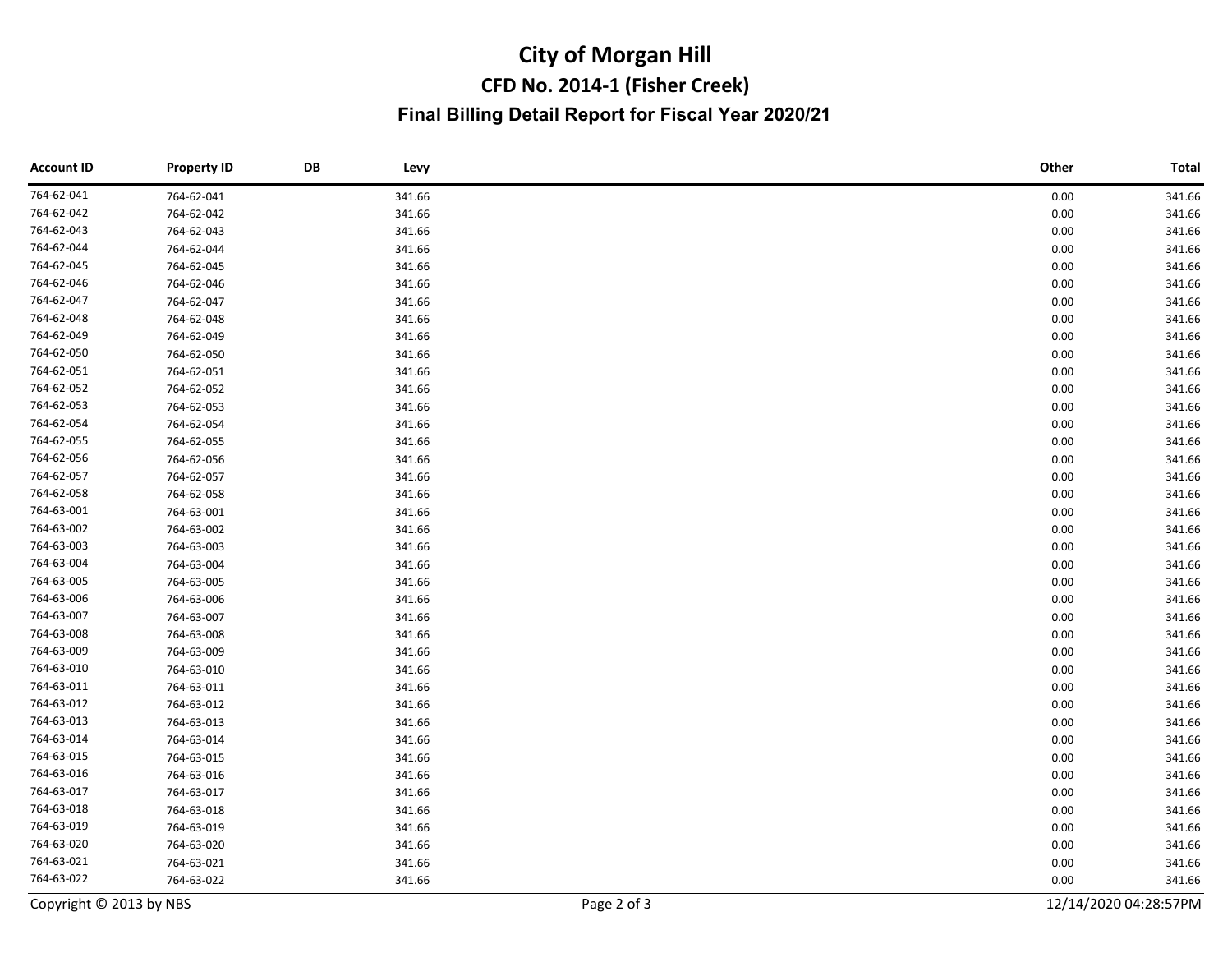# City of Morgan Hill

## CFD No. 2014-1 (Fisher Creek)

### Final Billing Detail Report for Fiscal Year 2020/21

| Account ID | Property ID | DB | Levy | Other | Total |
|---|---|---|---|---|---|
| 764-62-041 | 764-62-041 | | 341.66 | 0.00 | 341.66 |
| 764-62-042 | 764-62-042 | | 341.66 | 0.00 | 341.66 |
| 764-62-043 | 764-62-043 | | 341.66 | 0.00 | 341.66 |
| 764-62-044 | 764-62-044 | | 341.66 | 0.00 | 341.66 |
| 764-62-045 | 764-62-045 | | 341.66 | 0.00 | 341.66 |
| 764-62-046 | 764-62-046 | | 341.66 | 0.00 | 341.66 |
| 764-62-047 | 764-62-047 | | 341.66 | 0.00 | 341.66 |
| 764-62-048 | 764-62-048 | | 341.66 | 0.00 | 341.66 |
| 764-62-049 | 764-62-049 | | 341.66 | 0.00 | 341.66 |
| 764-62-050 | 764-62-050 | | 341.66 | 0.00 | 341.66 |
| 764-62-051 | 764-62-051 | | 341.66 | 0.00 | 341.66 |
| 764-62-052 | 764-62-052 | | 341.66 | 0.00 | 341.66 |
| 764-62-053 | 764-62-053 | | 341.66 | 0.00 | 341.66 |
| 764-62-054 | 764-62-054 | | 341.66 | 0.00 | 341.66 |
| 764-62-055 | 764-62-055 | | 341.66 | 0.00 | 341.66 |
| 764-62-056 | 764-62-056 | | 341.66 | 0.00 | 341.66 |
| 764-62-057 | 764-62-057 | | 341.66 | 0.00 | 341.66 |
| 764-62-058 | 764-62-058 | | 341.66 | 0.00 | 341.66 |
| 764-63-001 | 764-63-001 | | 341.66 | 0.00 | 341.66 |
| 764-63-002 | 764-63-002 | | 341.66 | 0.00 | 341.66 |
| 764-63-003 | 764-63-003 | | 341.66 | 0.00 | 341.66 |
| 764-63-004 | 764-63-004 | | 341.66 | 0.00 | 341.66 |
| 764-63-005 | 764-63-005 | | 341.66 | 0.00 | 341.66 |
| 764-63-006 | 764-63-006 | | 341.66 | 0.00 | 341.66 |
| 764-63-007 | 764-63-007 | | 341.66 | 0.00 | 341.66 |
| 764-63-008 | 764-63-008 | | 341.66 | 0.00 | 341.66 |
| 764-63-009 | 764-63-009 | | 341.66 | 0.00 | 341.66 |
| 764-63-010 | 764-63-010 | | 341.66 | 0.00 | 341.66 |
| 764-63-011 | 764-63-011 | | 341.66 | 0.00 | 341.66 |
| 764-63-012 | 764-63-012 | | 341.66 | 0.00 | 341.66 |
| 764-63-013 | 764-63-013 | | 341.66 | 0.00 | 341.66 |
| 764-63-014 | 764-63-014 | | 341.66 | 0.00 | 341.66 |
| 764-63-015 | 764-63-015 | | 341.66 | 0.00 | 341.66 |
| 764-63-016 | 764-63-016 | | 341.66 | 0.00 | 341.66 |
| 764-63-017 | 764-63-017 | | 341.66 | 0.00 | 341.66 |
| 764-63-018 | 764-63-018 | | 341.66 | 0.00 | 341.66 |
| 764-63-019 | 764-63-019 | | 341.66 | 0.00 | 341.66 |
| 764-63-020 | 764-63-020 | | 341.66 | 0.00 | 341.66 |
| 764-63-021 | 764-63-021 | | 341.66 | 0.00 | 341.66 |
| 764-63-022 | 764-63-022 | | 341.66 | 0.00 | 341.66 |

Copyright © 2013 by NBS 12/14/2020 04:28:57PM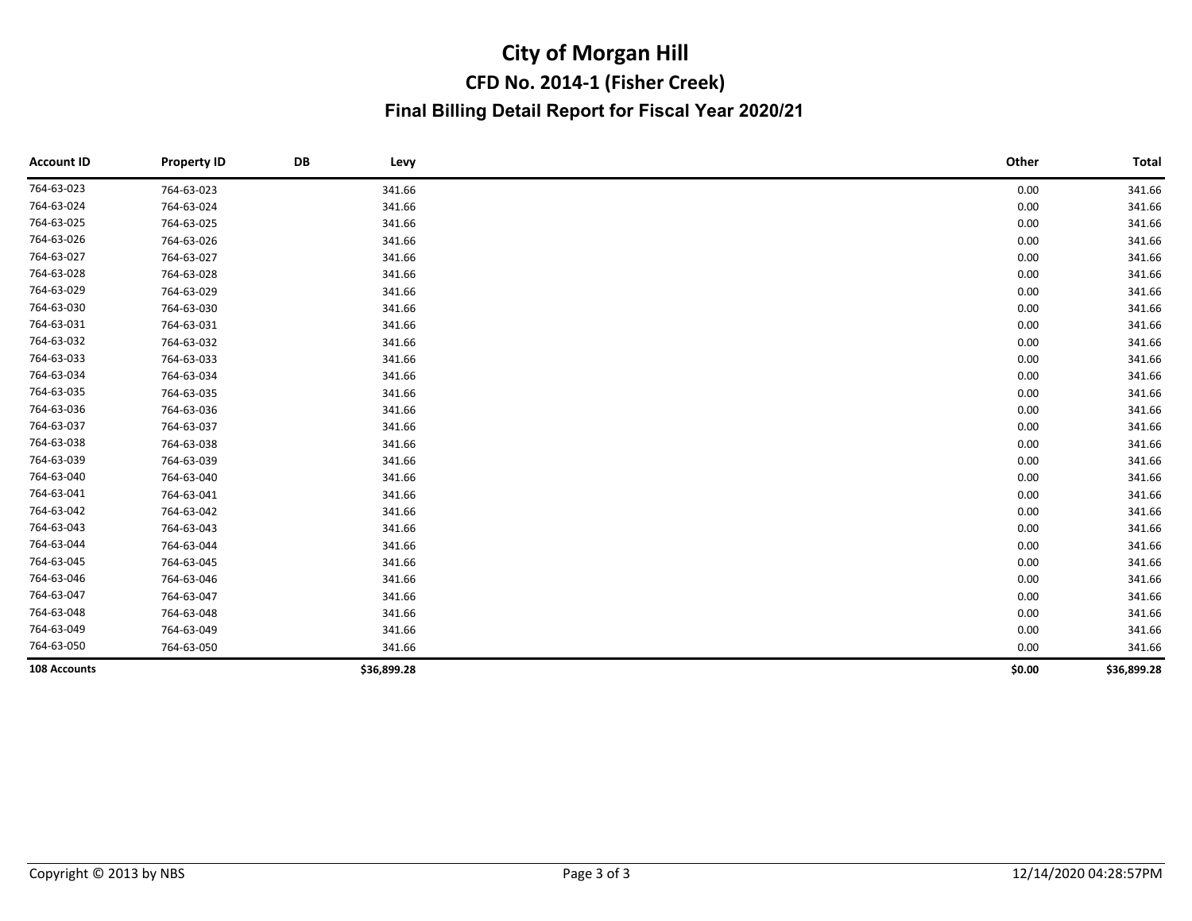# City of Morgan Hill

## CFD No. 2014-1 (Fisher Creek)

### Final Billing Detail Report for Fiscal Year 2020/21

| Account ID | Property ID | DB | Levy | Other | Total |
|---|---|---|---|---|---|
| 764-63-023 | 764-63-023 | | 341.66 | 0.00 | 341.66 |
| 764-63-024 | 764-63-024 | | 341.66 | 0.00 | 341.66 |
| 764-63-025 | 764-63-025 | | 341.66 | 0.00 | 341.66 |
| 764-63-026 | 764-63-026 | | 341.66 | 0.00 | 341.66 |
| 764-63-027 | 764-63-027 | | 341.66 | 0.00 | 341.66 |
| 764-63-028 | 764-63-028 | | 341.66 | 0.00 | 341.66 |
| 764-63-029 | 764-63-029 | | 341.66 | 0.00 | 341.66 |
| 764-63-030 | 764-63-030 | | 341.66 | 0.00 | 341.66 |
| 764-63-031 | 764-63-031 | | 341.66 | 0.00 | 341.66 |
| 764-63-032 | 764-63-032 | | 341.66 | 0.00 | 341.66 |
| 764-63-033 | 764-63-033 | | 341.66 | 0.00 | 341.66 |
| 764-63-034 | 764-63-034 | | 341.66 | 0.00 | 341.66 |
| 764-63-035 | 764-63-035 | | 341.66 | 0.00 | 341.66 |
| 764-63-036 | 764-63-036 | | 341.66 | 0.00 | 341.66 |
| 764-63-037 | 764-63-037 | | 341.66 | 0.00 | 341.66 |
| 764-63-038 | 764-63-038 | | 341.66 | 0.00 | 341.66 |
| 764-63-039 | 764-63-039 | | 341.66 | 0.00 | 341.66 |
| 764-63-040 | 764-63-040 | | 341.66 | 0.00 | 341.66 |
| 764-63-041 | 764-63-041 | | 341.66 | 0.00 | 341.66 |
| 764-63-042 | 764-63-042 | | 341.66 | 0.00 | 341.66 |
| 764-63-043 | 764-63-043 | | 341.66 | 0.00 | 341.66 |
| 764-63-044 | 764-63-044 | | 341.66 | 0.00 | 341.66 |
| 764-63-045 | 764-63-045 | | 341.66 | 0.00 | 341.66 |
| 764-63-046 | 764-63-046 | | 341.66 | 0.00 | 341.66 |
| 764-63-047 | 764-63-047 | | 341.66 | 0.00 | 341.66 |
| 764-63-048 | 764-63-048 | | 341.66 | 0.00 | 341.66 |
| 764-63-049 | 764-63-049 | | 341.66 | 0.00 | 341.66 |
| 764-63-050 | 764-63-050 | | 341.66 | 0.00 | 341.66 |
| **108 Accounts** | | | **$36,899.28** | **$0.00** | **$36,899.28** |

Copyright © 2013 by NBS

12/14/2020 04:28:57PM